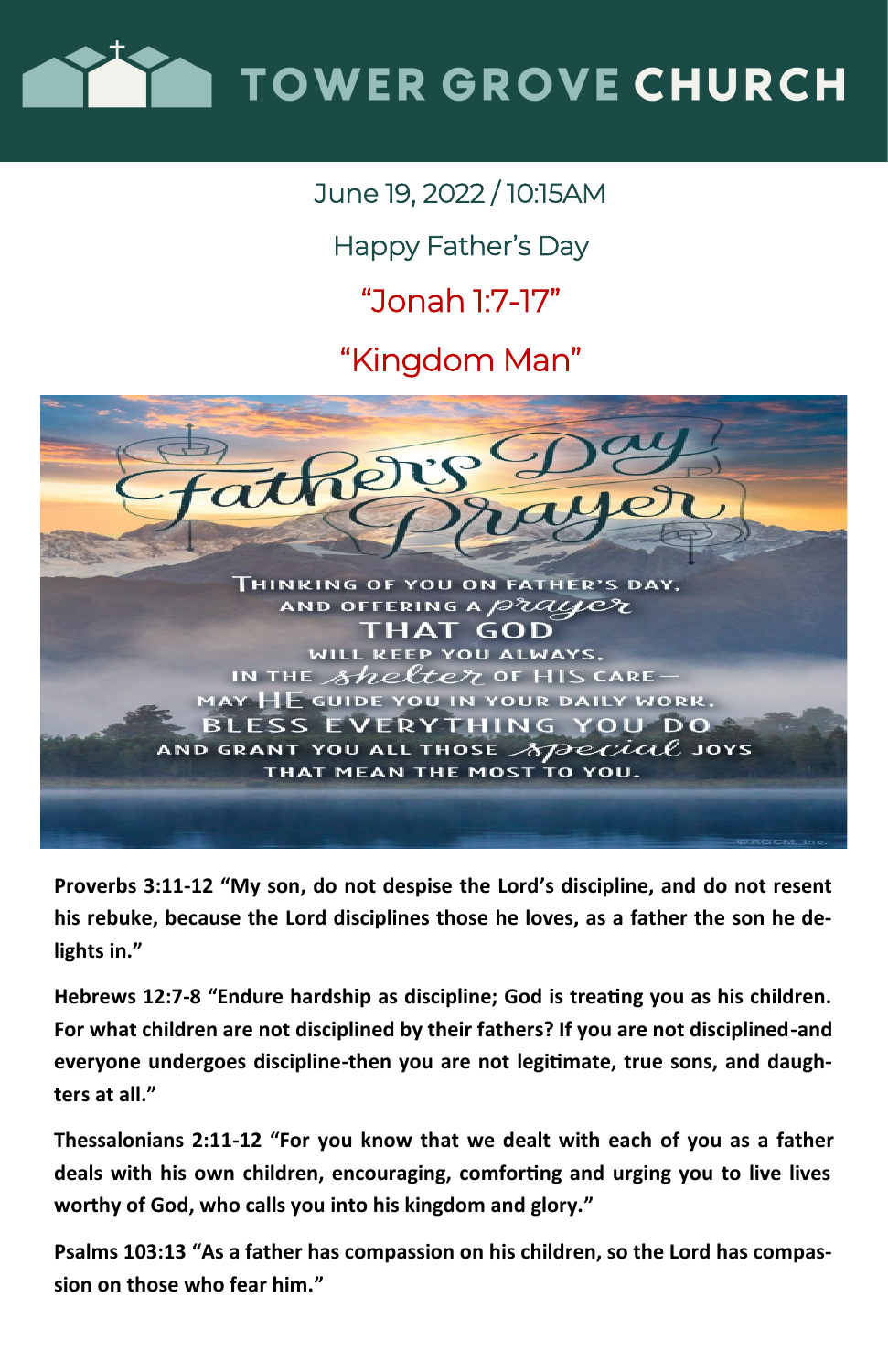# TOWER GROVE CHURCH

June 19, 2022 / 10:15AM

Happy Father's Day

"Jonah 1:7-17"

"Kingdom Man"

Father's Day Prayer

Thinking of you on Father's Day, and offering a prayer that God will keep you always, in the shelter of His care— May HE guide you in your daily work, bless everything you do and grant you all those special joys that mean the most to you.

**Proverbs 3:11-12 "My son, do not despise the Lord's discipline, and do not resent his rebuke, because the Lord disciplines those he loves, as a father the son he delights in."**

**Hebrews 12:7-8 "Endure hardship as discipline; God is treating you as his children. For what children are not disciplined by their fathers? If you are not disciplined-and everyone undergoes discipline-then you are not legitimate, true sons, and daughters at all."**

**Thessalonians 2:11-12 "For you know that we dealt with each of you as a father deals with his own children, encouraging, comforting and urging you to live lives worthy of God, who calls you into his kingdom and glory."**

**Psalms 103:13 "As a father has compassion on his children, so the Lord has compassion on those who fear him."**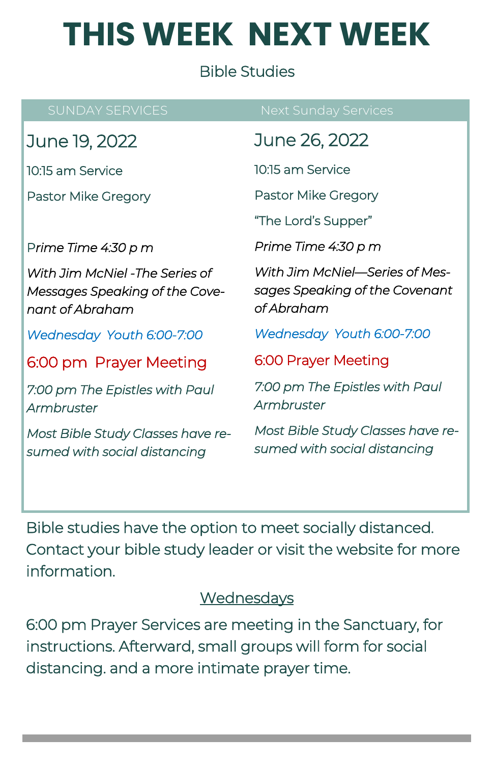# THIS WEEK NEXT WEEK

Bible Studies

| SUNDAY SERVICES | Next Sunday Services |
| --- | --- |
| June 19, 2022 | June 26, 2022 |
| 10:15 am Service | 10:15 am Service |
| Pastor Mike Gregory | Pastor Mike Gregory |
| | "The Lord's Supper" |
| *Prime Time 4:30 p m* | *Prime Time 4:30 p m* |
| *With Jim McNiel -The Series of Messages Speaking of the Covenant of Abraham* | *With Jim McNiel—Series of Messages Speaking of the Covenant of Abraham* |
| *Wednesday Youth 6:00-7:00* | *Wednesday Youth 6:00-7:00* |
| 6:00 pm Prayer Meeting | 6:00 Prayer Meeting |
| *7:00 pm The Epistles with Paul Armbruster* | *7:00 pm The Epistles with Paul Armbruster* |
| *Most Bible Study Classes have resumed with social distancing* | *Most Bible Study Classes have resumed with social distancing* |

Bible studies have the option to meet socially distanced. Contact your bible study leader or visit the website for more information.

<u>Wednesdays</u>

6:00 pm Prayer Services are meeting in the Sanctuary, for instructions. Afterward, small groups will form for social distancing. and a more intimate prayer time.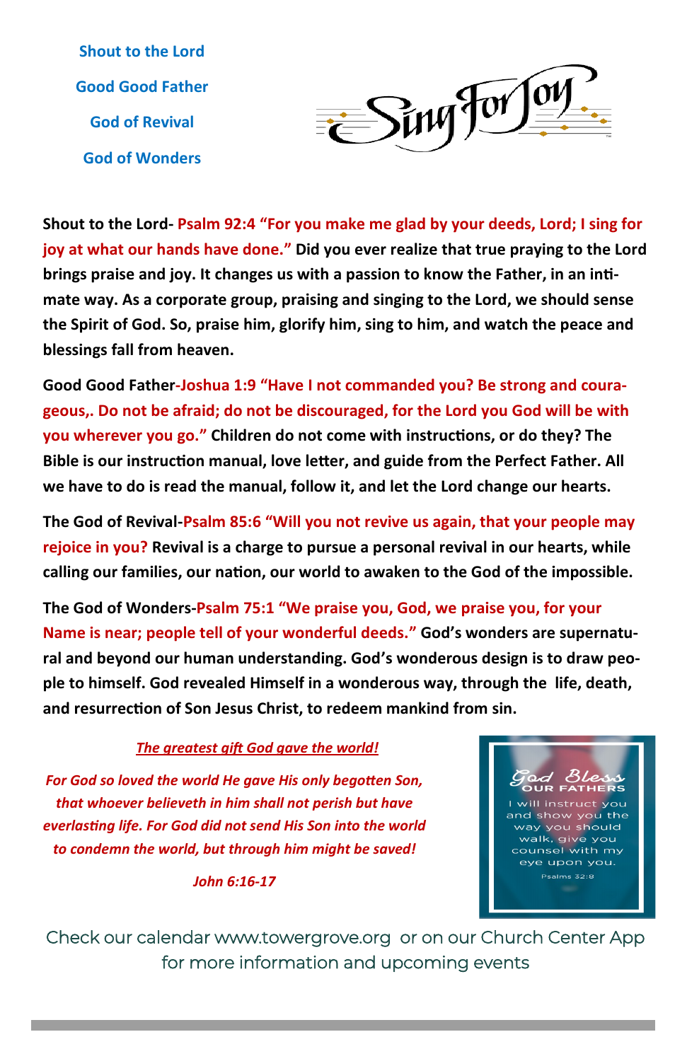**Shout to the Lord**

**Good Good Father**

**God of Revival**

**God of Wonders**

Sing For Joy

**Shout to the Lord- Psalm 92:4 "For you make me glad by your deeds, Lord; I sing for joy at what our hands have done." Did you ever realize that true praying to the Lord brings praise and joy. It changes us with a passion to know the Father, in an intimate way. As a corporate group, praising and singing to the Lord, we should sense the Spirit of God. So, praise him, glorify him, sing to him, and watch the peace and blessings fall from heaven.**

**Good Good Father-Joshua 1:9 "Have I not commanded you? Be strong and courageous,. Do not be afraid; do not be discouraged, for the Lord you God will be with you wherever you go." Children do not come with instructions, or do they? The Bible is our instruction manual, love letter, and guide from the Perfect Father. All we have to do is read the manual, follow it, and let the Lord change our hearts.**

**The God of Revival-Psalm 85:6 "Will you not revive us again, that your people may rejoice in you? Revival is a charge to pursue a personal revival in our hearts, while calling our families, our nation, our world to awaken to the God of the impossible.**

**The God of Wonders-Psalm 75:1 "We praise you, God, we praise you, for your Name is near; people tell of your wonderful deeds." God's wonders are supernatural and beyond our human understanding. God's wonderous design is to draw people to himself. God revealed Himself in a wonderous way, through the life, death, and resurrection of Son Jesus Christ, to redeem mankind from sin.**

***The greatest gift God gave the world!***

***For God so loved the world He gave His only begotten Son, that whoever believeth in him shall not perish but have everlasting life. For God did not send His Son into the world to condemn the world, but through him might be saved!***

***John 6:16-17***

God Bless
OUR FATHERS
I will instruct you and show you the way you should walk, give you counsel with my eye upon you.
Psalms 32:8

Check our calendar www.towergrove.org or on our Church Center App for more information and upcoming events